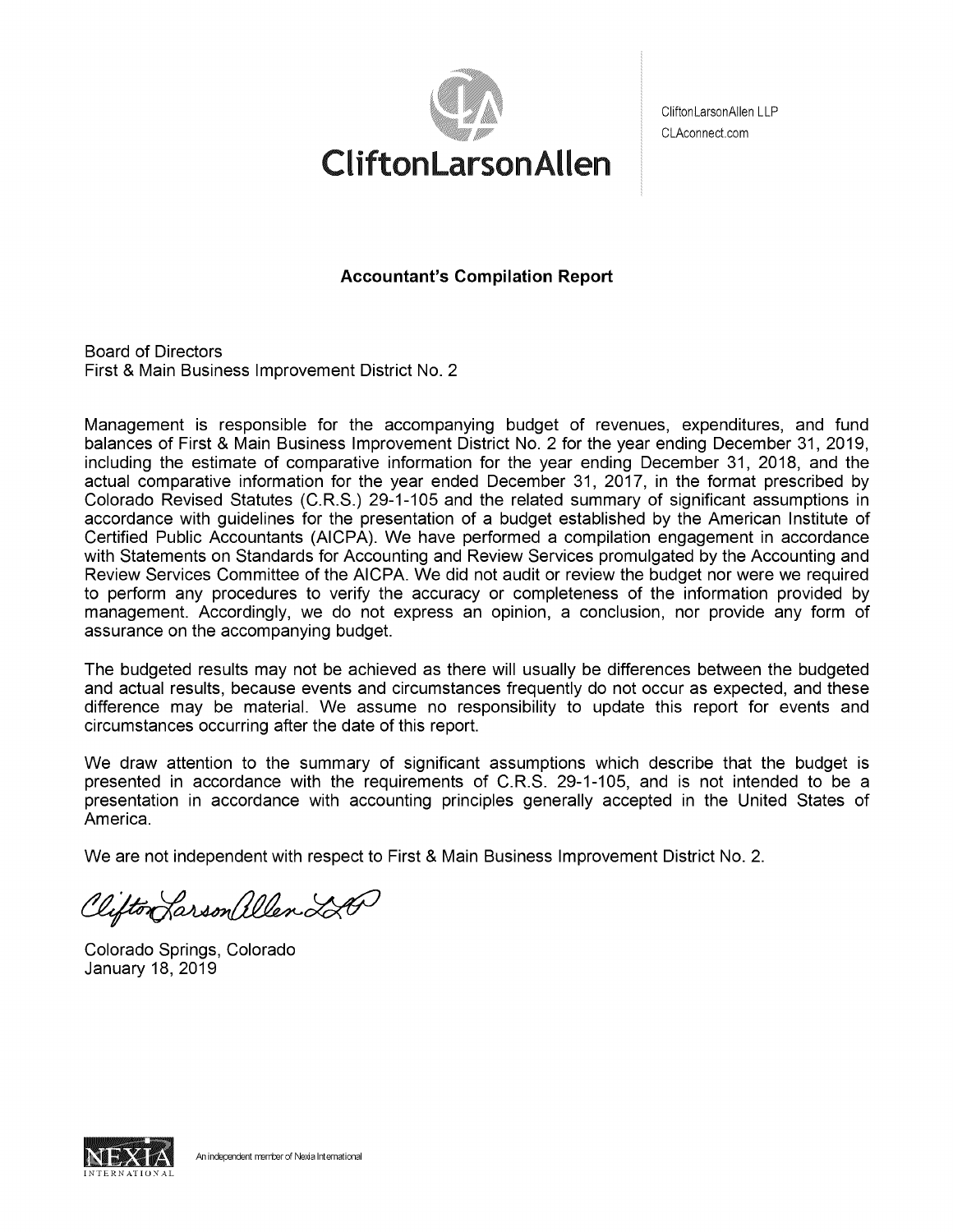CliftonLarsonAllen

CliftonLarsonAllen LLP
CLAconnect.com

**Accountant's Compilation Report**

Board of Directors
First & Main Business Improvement District No. 2

Management is responsible for the accompanying budget of revenues, expenditures, and fund balances of First & Main Business Improvement District No. 2 for the year ending December 31, 2019, including the estimate of comparative information for the year ending December 31, 2018, and the actual comparative information for the year ended December 31, 2017, in the format prescribed by Colorado Revised Statutes (C.R.S.) 29-1-105 and the related summary of significant assumptions in accordance with guidelines for the presentation of a budget established by the American Institute of Certified Public Accountants (AICPA). We have performed a compilation engagement in accordance with Statements on Standards for Accounting and Review Services promulgated by the Accounting and Review Services Committee of the AICPA. We did not audit or review the budget nor were we required to perform any procedures to verify the accuracy or completeness of the information provided by management. Accordingly, we do not express an opinion, a conclusion, nor provide any form of assurance on the accompanying budget.

The budgeted results may not be achieved as there will usually be differences between the budgeted and actual results, because events and circumstances frequently do not occur as expected, and these difference may be material. We assume no responsibility to update this report for events and circumstances occurring after the date of this report.

We draw attention to the summary of significant assumptions which describe that the budget is presented in accordance with the requirements of C.R.S. 29-1-105, and is not intended to be a presentation in accordance with accounting principles generally accepted in the United States of America.

We are not independent with respect to First & Main Business Improvement District No. 2.

CliftonLarsonAllen LLP

Colorado Springs, Colorado
January 18, 2019

An independent member of Nexia International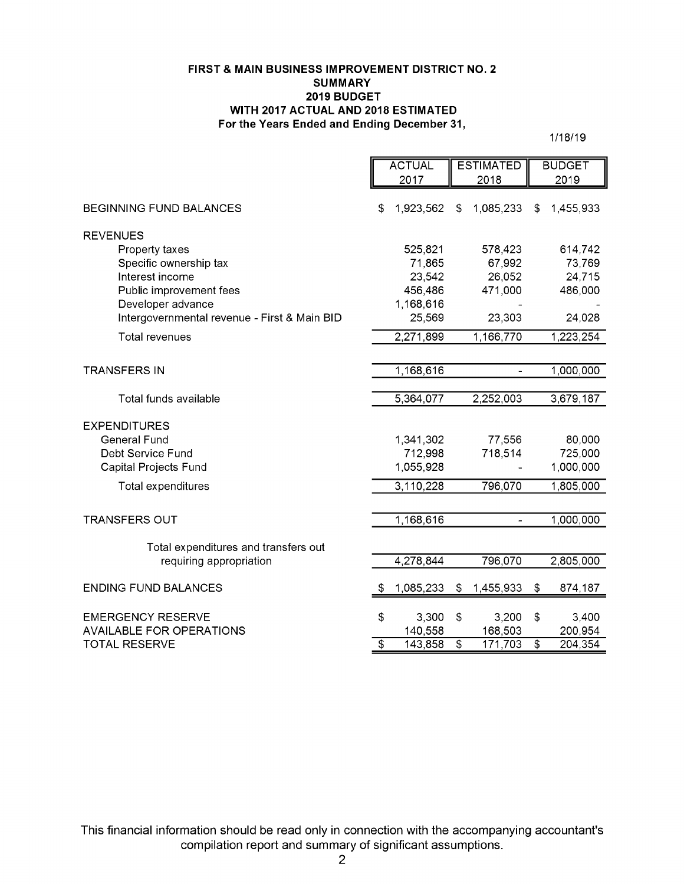**FIRST & MAIN BUSINESS IMPROVEMENT DISTRICT NO. 2**
**SUMMARY**
**2019 BUDGET**
**WITH 2017 ACTUAL AND 2018 ESTIMATED**
**For the Years Ended and Ending December 31,**

1/18/19

| | ACTUAL 2017 | ESTIMATED 2018 | BUDGET 2019 |
|---|---|---|---|
| BEGINNING FUND BALANCES | $ 1,923,562 | $ 1,085,233 | $ 1,455,933 |
| REVENUES | | | |
| Property taxes | 525,821 | 578,423 | 614,742 |
| Specific ownership tax | 71,865 | 67,992 | 73,769 |
| Interest income | 23,542 | 26,052 | 24,715 |
| Public improvement fees | 456,486 | 471,000 | 486,000 |
| Developer advance | 1,168,616 | - | - |
| Intergovernmental revenue - First & Main BID | 25,569 | 23,303 | 24,028 |
| Total revenues | 2,271,899 | 1,166,770 | 1,223,254 |
| TRANSFERS IN | 1,168,616 | - | 1,000,000 |
| Total funds available | 5,364,077 | 2,252,003 | 3,679,187 |
| EXPENDITURES | | | |
| General Fund | 1,341,302 | 77,556 | 80,000 |
| Debt Service Fund | 712,998 | 718,514 | 725,000 |
| Capital Projects Fund | 1,055,928 | - | 1,000,000 |
| Total expenditures | 3,110,228 | 796,070 | 1,805,000 |
| TRANSFERS OUT | 1,168,616 | - | 1,000,000 |
| Total expenditures and transfers out requiring appropriation | 4,278,844 | 796,070 | 2,805,000 |
| ENDING FUND BALANCES | $ 1,085,233 | $ 1,455,933 | $ 874,187 |
| EMERGENCY RESERVE | $ 3,300 | $ 3,200 | $ 3,400 |
| AVAILABLE FOR OPERATIONS | 140,558 | 168,503 | 200,954 |
| TOTAL RESERVE | $ 143,858 | $ 171,703 | $ 204,354 |

This financial information should be read only in connection with the accompanying accountant's compilation report and summary of significant assumptions.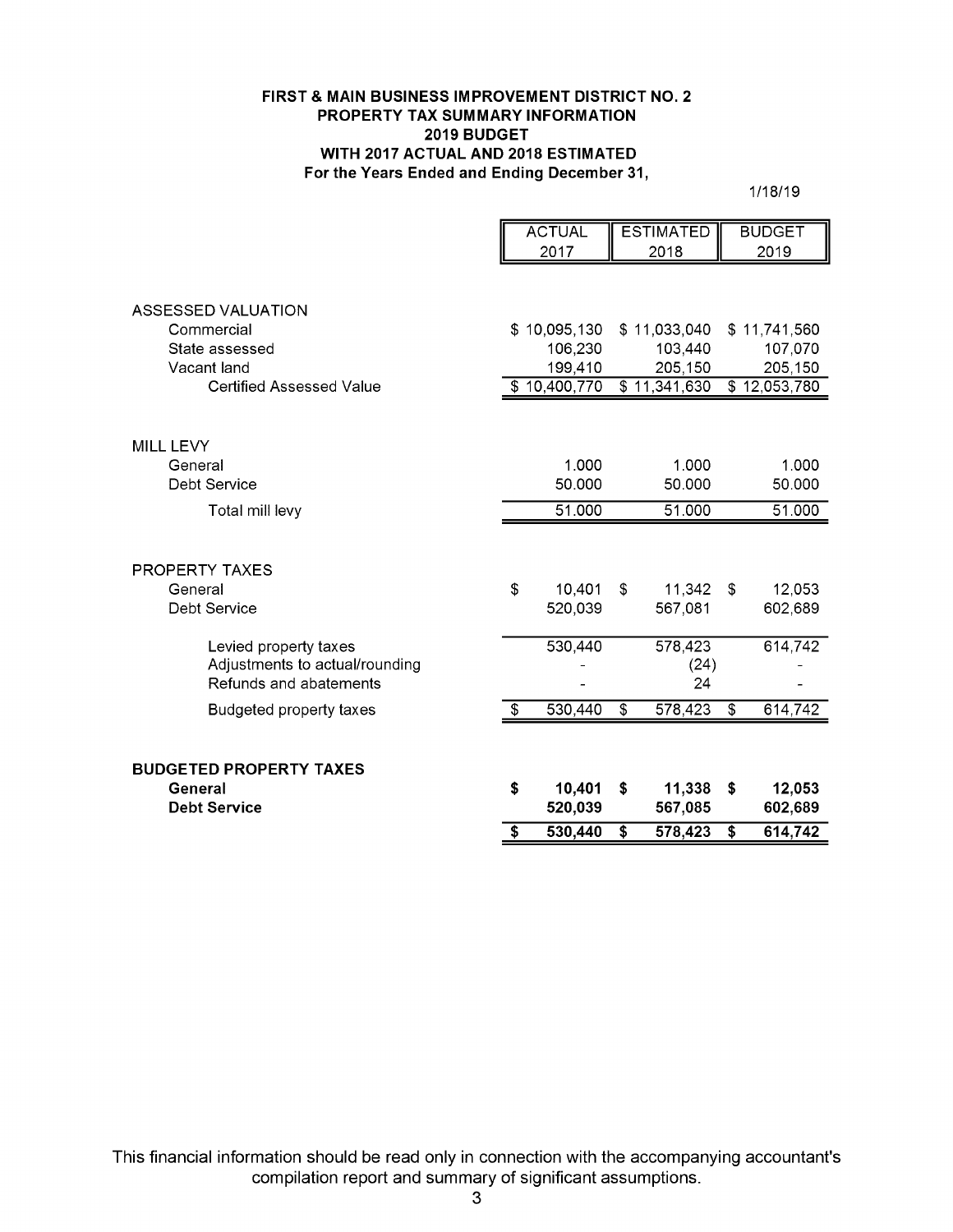**FIRST & MAIN BUSINESS IMPROVEMENT DISTRICT NO. 2**
**PROPERTY TAX SUMMARY INFORMATION**
**2019 BUDGET**
**WITH 2017 ACTUAL AND 2018 ESTIMATED**
**For the Years Ended and Ending December 31,**

1/18/19

| | ACTUAL 2017 | ESTIMATED 2018 | BUDGET 2019 |
|---|---|---|---|
| ASSESSED VALUATION | | | |
| Commercial | $ 10,095,130 | $ 11,033,040 | $ 11,741,560 |
| State assessed | 106,230 | 103,440 | 107,070 |
| Vacant land | 199,410 | 205,150 | 205,150 |
| Certified Assessed Value | $ 10,400,770 | $ 11,341,630 | $ 12,053,780 |
| MILL LEVY | | | |
| General | 1.000 | 1.000 | 1.000 |
| Debt Service | 50.000 | 50.000 | 50.000 |
| Total mill levy | 51.000 | 51.000 | 51.000 |
| PROPERTY TAXES | | | |
| General | $ 10,401 | $ 11,342 | $ 12,053 |
| Debt Service | 520,039 | 567,081 | 602,689 |
| Levied property taxes | 530,440 | 578,423 | 614,742 |
| Adjustments to actual/rounding | - | (24) | - |
| Refunds and abatements | - | 24 | - |
| Budgeted property taxes | $ 530,440 | $ 578,423 | $ 614,742 |
| **BUDGETED PROPERTY TAXES** | | | |
| **General** | **$ 10,401** | **$ 11,338** | **$ 12,053** |
| **Debt Service** | **520,039** | **567,085** | **602,689** |
| | **$ 530,440** | **$ 578,423** | **$ 614,742** |

This financial information should be read only in connection with the accompanying accountant's compilation report and summary of significant assumptions.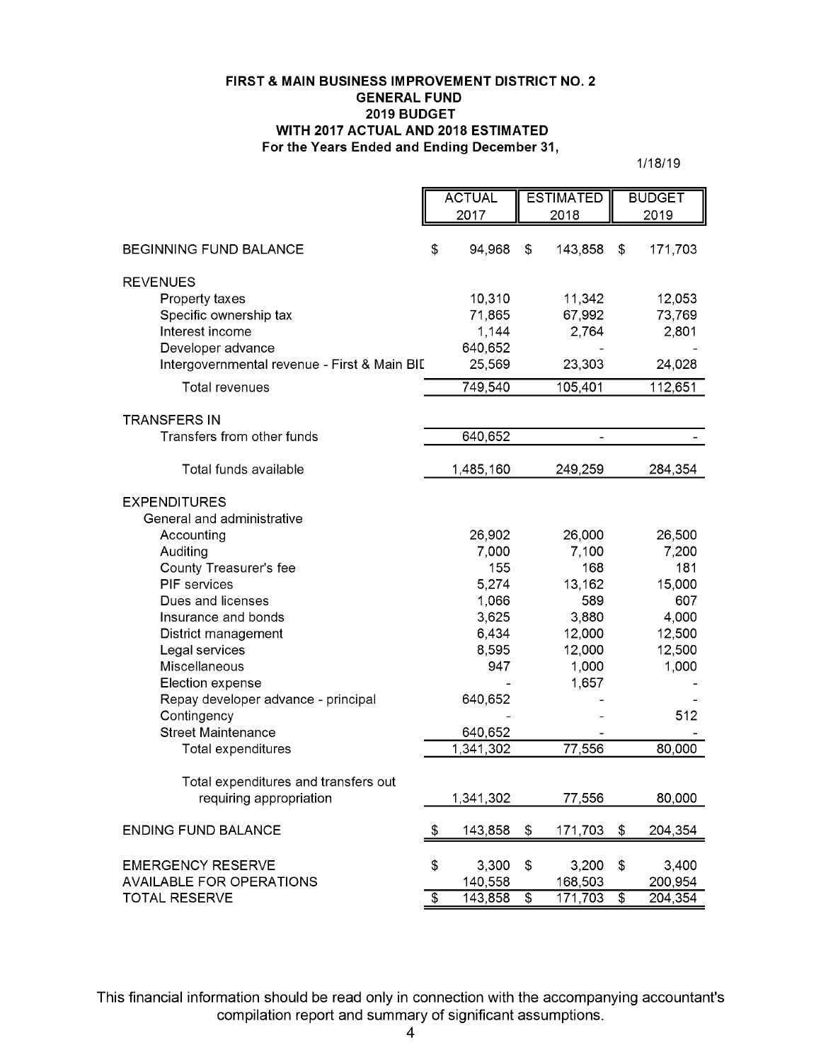**FIRST & MAIN BUSINESS IMPROVEMENT DISTRICT NO. 2**
**GENERAL FUND**
**2019 BUDGET**
**WITH 2017 ACTUAL AND 2018 ESTIMATED**
**For the Years Ended and Ending December 31,**

1/18/19

| | ACTUAL 2017 | ESTIMATED 2018 | BUDGET 2019 |
|---|---|---|---|
| BEGINNING FUND BALANCE | $ 94,968 | $ 143,858 | $ 171,703 |
| REVENUES | | | |
| Property taxes | 10,310 | 11,342 | 12,053 |
| Specific ownership tax | 71,865 | 67,992 | 73,769 |
| Interest income | 1,144 | 2,764 | 2,801 |
| Developer advance | 640,652 | - | - |
| Intergovernmental revenue - First & Main BID | 25,569 | 23,303 | 24,028 |
| Total revenues | 749,540 | 105,401 | 112,651 |
| TRANSFERS IN | | | |
| Transfers from other funds | 640,652 | - | - |
| Total funds available | 1,485,160 | 249,259 | 284,354 |
| EXPENDITURES | | | |
| General and administrative | | | |
| Accounting | 26,902 | 26,000 | 26,500 |
| Auditing | 7,000 | 7,100 | 7,200 |
| County Treasurer's fee | 155 | 168 | 181 |
| PIF services | 5,274 | 13,162 | 15,000 |
| Dues and licenses | 1,066 | 589 | 607 |
| Insurance and bonds | 3,625 | 3,880 | 4,000 |
| District management | 6,434 | 12,000 | 12,500 |
| Legal services | 8,595 | 12,000 | 12,500 |
| Miscellaneous | 947 | 1,000 | 1,000 |
| Election expense | - | 1,657 | - |
| Repay developer advance - principal | 640,652 | - | - |
| Contingency | - | - | 512 |
| Street Maintenance | 640,652 | - | - |
| Total expenditures | 1,341,302 | 77,556 | 80,000 |
| Total expenditures and transfers out requiring appropriation | 1,341,302 | 77,556 | 80,000 |
| ENDING FUND BALANCE | $ 143,858 | $ 171,703 | $ 204,354 |
| EMERGENCY RESERVE | $ 3,300 | $ 3,200 | $ 3,400 |
| AVAILABLE FOR OPERATIONS | 140,558 | 168,503 | 200,954 |
| TOTAL RESERVE | $ 143,858 | $ 171,703 | $ 204,354 |

This financial information should be read only in connection with the accompanying accountant's compilation report and summary of significant assumptions.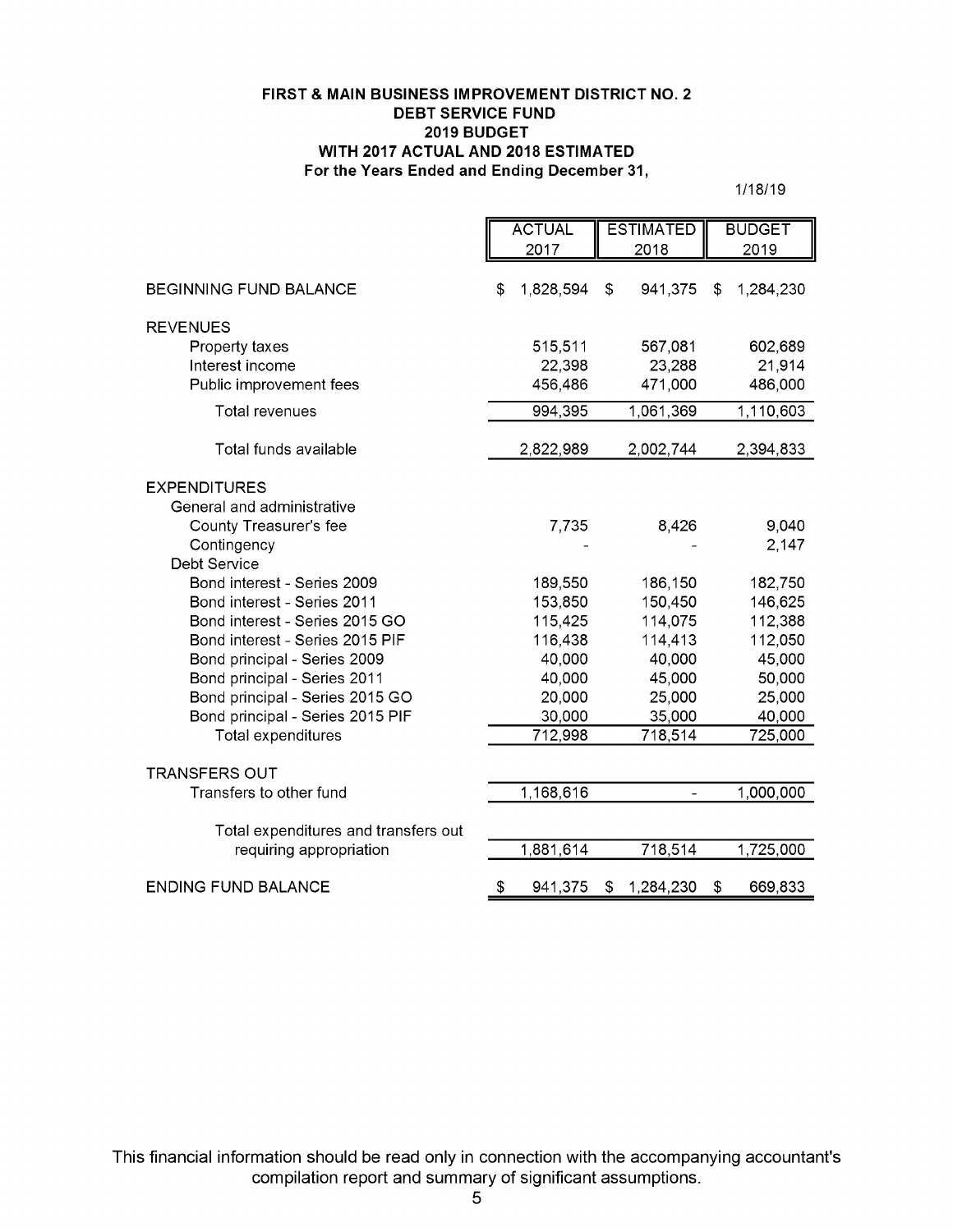**FIRST & MAIN BUSINESS IMPROVEMENT DISTRICT NO. 2**
**DEBT SERVICE FUND**
**2019 BUDGET**
**WITH 2017 ACTUAL AND 2018 ESTIMATED**
**For the Years Ended and Ending December 31,**

1/18/19

| | ACTUAL 2017 | ESTIMATED 2018 | BUDGET 2019 |
|---|---|---|---|
| BEGINNING FUND BALANCE | $ 1,828,594 | $ 941,375 | $ 1,284,230 |
| REVENUES | | | |
| Property taxes | 515,511 | 567,081 | 602,689 |
| Interest income | 22,398 | 23,288 | 21,914 |
| Public improvement fees | 456,486 | 471,000 | 486,000 |
| Total revenues | 994,395 | 1,061,369 | 1,110,603 |
| Total funds available | 2,822,989 | 2,002,744 | 2,394,833 |
| EXPENDITURES | | | |
| General and administrative | | | |
| County Treasurer's fee | 7,735 | 8,426 | 9,040 |
| Contingency | - | - | 2,147 |
| Debt Service | | | |
| Bond interest - Series 2009 | 189,550 | 186,150 | 182,750 |
| Bond interest - Series 2011 | 153,850 | 150,450 | 146,625 |
| Bond interest - Series 2015 GO | 115,425 | 114,075 | 112,388 |
| Bond interest - Series 2015 PIF | 116,438 | 114,413 | 112,050 |
| Bond principal - Series 2009 | 40,000 | 40,000 | 45,000 |
| Bond principal - Series 2011 | 40,000 | 45,000 | 50,000 |
| Bond principal - Series 2015 GO | 20,000 | 25,000 | 25,000 |
| Bond principal - Series 2015 PIF | 30,000 | 35,000 | 40,000 |
| Total expenditures | 712,998 | 718,514 | 725,000 |
| TRANSFERS OUT | | | |
| Transfers to other fund | 1,168,616 | - | 1,000,000 |
| Total expenditures and transfers out requiring appropriation | 1,881,614 | 718,514 | 1,725,000 |
| ENDING FUND BALANCE | $ 941,375 | $ 1,284,230 | $ 669,833 |

This financial information should be read only in connection with the accompanying accountant's compilation report and summary of significant assumptions.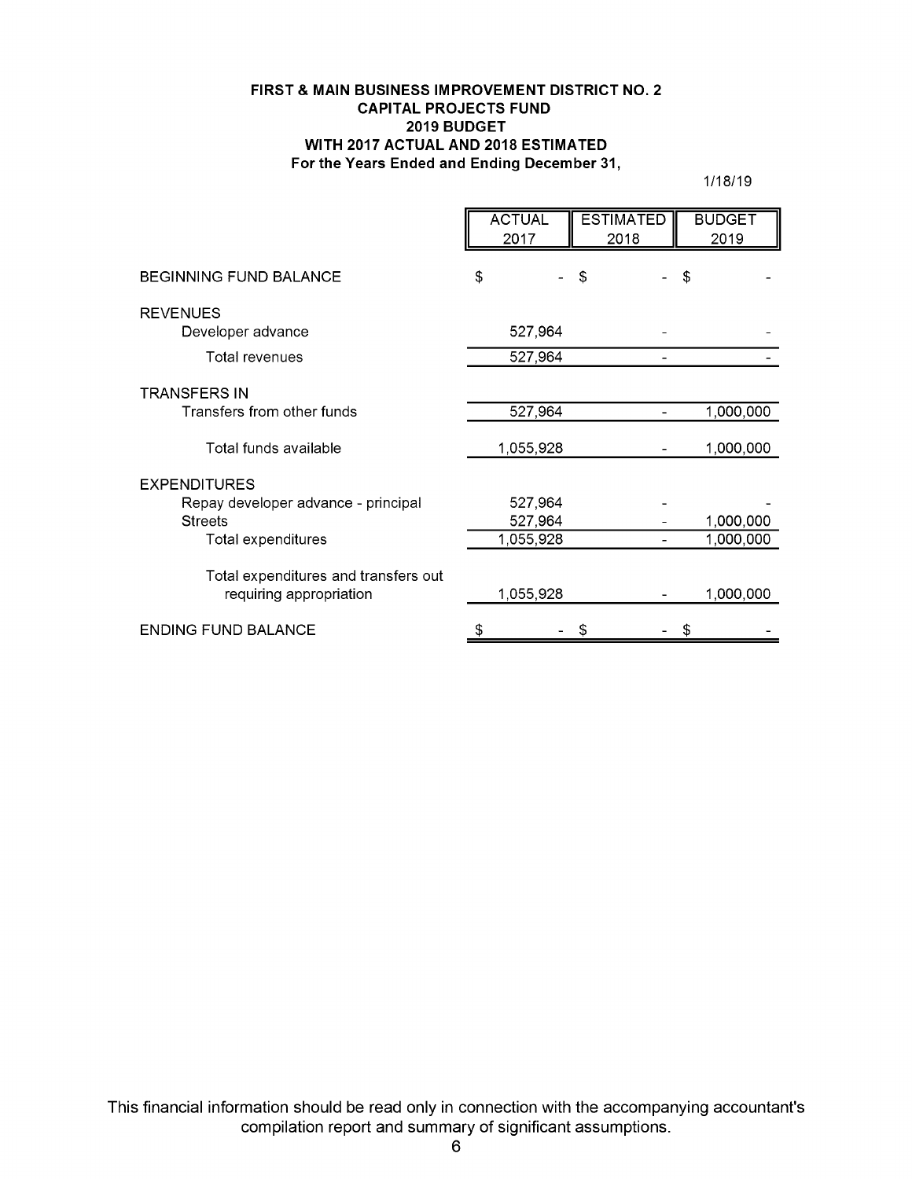**FIRST & MAIN BUSINESS IMPROVEMENT DISTRICT NO. 2**
**CAPITAL PROJECTS FUND**
**2019 BUDGET**
**WITH 2017 ACTUAL AND 2018 ESTIMATED**
**For the Years Ended and Ending December 31,**

1/18/19

| | ACTUAL 2017 | ESTIMATED 2018 | BUDGET 2019 |
|---|---|---|---|
| BEGINNING FUND BALANCE | $ - | $ - | $ - |
| REVENUES | | | |
| Developer advance | 527,964 | - | - |
| Total revenues | 527,964 | - | - |
| TRANSFERS IN | | | |
| Transfers from other funds | 527,964 | - | 1,000,000 |
| Total funds available | 1,055,928 | - | 1,000,000 |
| EXPENDITURES | | | |
| Repay developer advance - principal | 527,964 | - | - |
| Streets | 527,964 | - | 1,000,000 |
| Total expenditures | 1,055,928 | - | 1,000,000 |
| Total expenditures and transfers out requiring appropriation | 1,055,928 | - | 1,000,000 |
| ENDING FUND BALANCE | $ - | $ - | $ - |

This financial information should be read only in connection with the accompanying accountant's compilation report and summary of significant assumptions.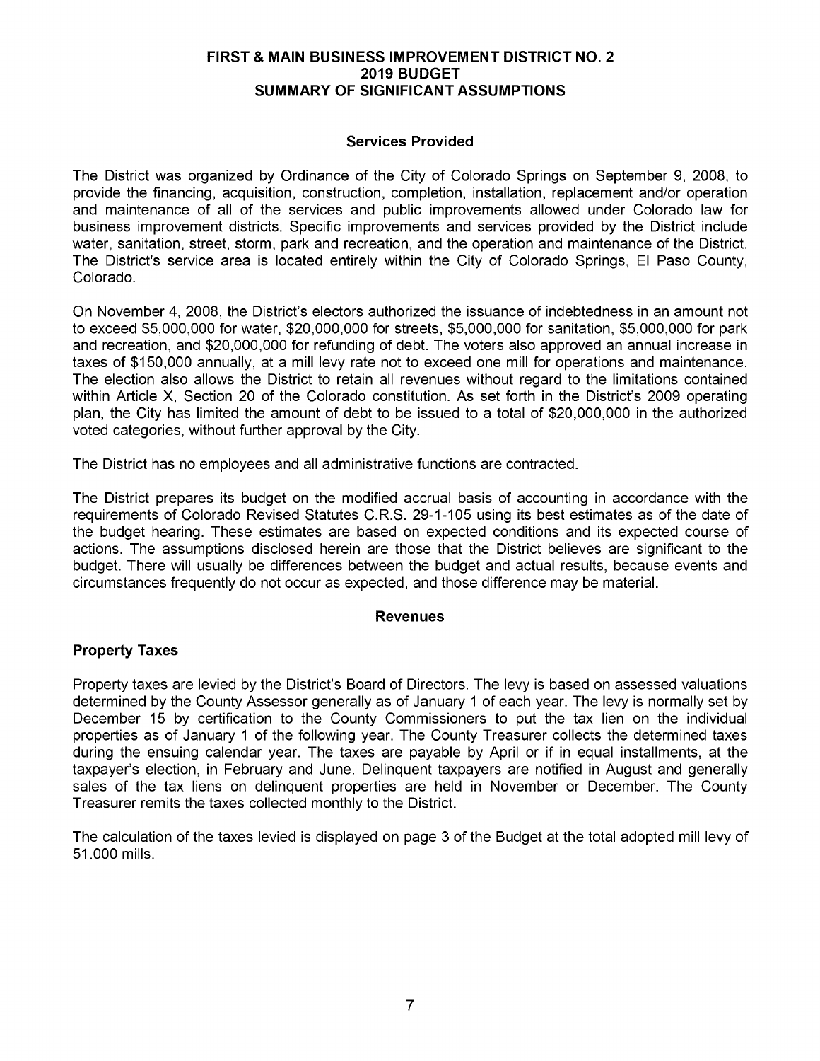# FIRST & MAIN BUSINESS IMPROVEMENT DISTRICT NO. 2
# 2019 BUDGET
# SUMMARY OF SIGNIFICANT ASSUMPTIONS

## Services Provided

The District was organized by Ordinance of the City of Colorado Springs on September 9, 2008, to provide the financing, acquisition, construction, completion, installation, replacement and/or operation and maintenance of all of the services and public improvements allowed under Colorado law for business improvement districts. Specific improvements and services provided by the District include water, sanitation, street, storm, park and recreation, and the operation and maintenance of the District. The District's service area is located entirely within the City of Colorado Springs, El Paso County, Colorado.

On November 4, 2008, the District's electors authorized the issuance of indebtedness in an amount not to exceed $5,000,000 for water, $20,000,000 for streets, $5,000,000 for sanitation, $5,000,000 for park and recreation, and $20,000,000 for refunding of debt. The voters also approved an annual increase in taxes of $150,000 annually, at a mill levy rate not to exceed one mill for operations and maintenance. The election also allows the District to retain all revenues without regard to the limitations contained within Article X, Section 20 of the Colorado constitution. As set forth in the District's 2009 operating plan, the City has limited the amount of debt to be issued to a total of $20,000,000 in the authorized voted categories, without further approval by the City.

The District has no employees and all administrative functions are contracted.

The District prepares its budget on the modified accrual basis of accounting in accordance with the requirements of Colorado Revised Statutes C.R.S. 29-1-105 using its best estimates as of the date of the budget hearing. These estimates are based on expected conditions and its expected course of actions. The assumptions disclosed herein are those that the District believes are significant to the budget. There will usually be differences between the budget and actual results, because events and circumstances frequently do not occur as expected, and those difference may be material.

## Revenues

### Property Taxes

Property taxes are levied by the District's Board of Directors. The levy is based on assessed valuations determined by the County Assessor generally as of January 1 of each year. The levy is normally set by December 15 by certification to the County Commissioners to put the tax lien on the individual properties as of January 1 of the following year. The County Treasurer collects the determined taxes during the ensuing calendar year. The taxes are payable by April or if in equal installments, at the taxpayer's election, in February and June. Delinquent taxpayers are notified in August and generally sales of the tax liens on delinquent properties are held in November or December. The County Treasurer remits the taxes collected monthly to the District.

The calculation of the taxes levied is displayed on page 3 of the Budget at the total adopted mill levy of 51.000 mills.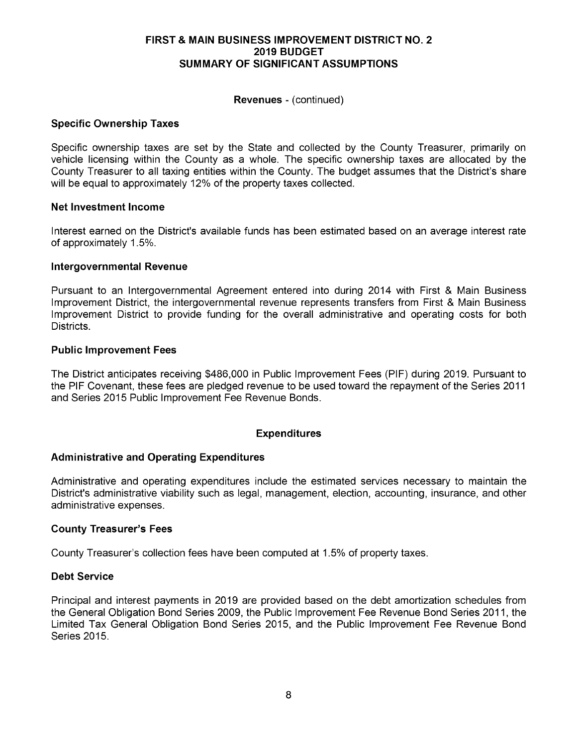# FIRST & MAIN BUSINESS IMPROVEMENT DISTRICT NO. 2
# 2019 BUDGET
# SUMMARY OF SIGNIFICANT ASSUMPTIONS

## Revenues - (continued)

### Specific Ownership Taxes

Specific ownership taxes are set by the State and collected by the County Treasurer, primarily on vehicle licensing within the County as a whole. The specific ownership taxes are allocated by the County Treasurer to all taxing entities within the County. The budget assumes that the District's share will be equal to approximately 12% of the property taxes collected.

### Net Investment Income

Interest earned on the District's available funds has been estimated based on an average interest rate of approximately 1.5%.

### Intergovernmental Revenue

Pursuant to an Intergovernmental Agreement entered into during 2014 with First & Main Business Improvement District, the intergovernmental revenue represents transfers from First & Main Business Improvement District to provide funding for the overall administrative and operating costs for both Districts.

### Public Improvement Fees

The District anticipates receiving $486,000 in Public Improvement Fees (PIF) during 2019. Pursuant to the PIF Covenant, these fees are pledged revenue to be used toward the repayment of the Series 2011 and Series 2015 Public Improvement Fee Revenue Bonds.

## Expenditures

### Administrative and Operating Expenditures

Administrative and operating expenditures include the estimated services necessary to maintain the District's administrative viability such as legal, management, election, accounting, insurance, and other administrative expenses.

### County Treasurer's Fees

County Treasurer's collection fees have been computed at 1.5% of property taxes.

### Debt Service

Principal and interest payments in 2019 are provided based on the debt amortization schedules from the General Obligation Bond Series 2009, the Public Improvement Fee Revenue Bond Series 2011, the Limited Tax General Obligation Bond Series 2015, and the Public Improvement Fee Revenue Bond Series 2015.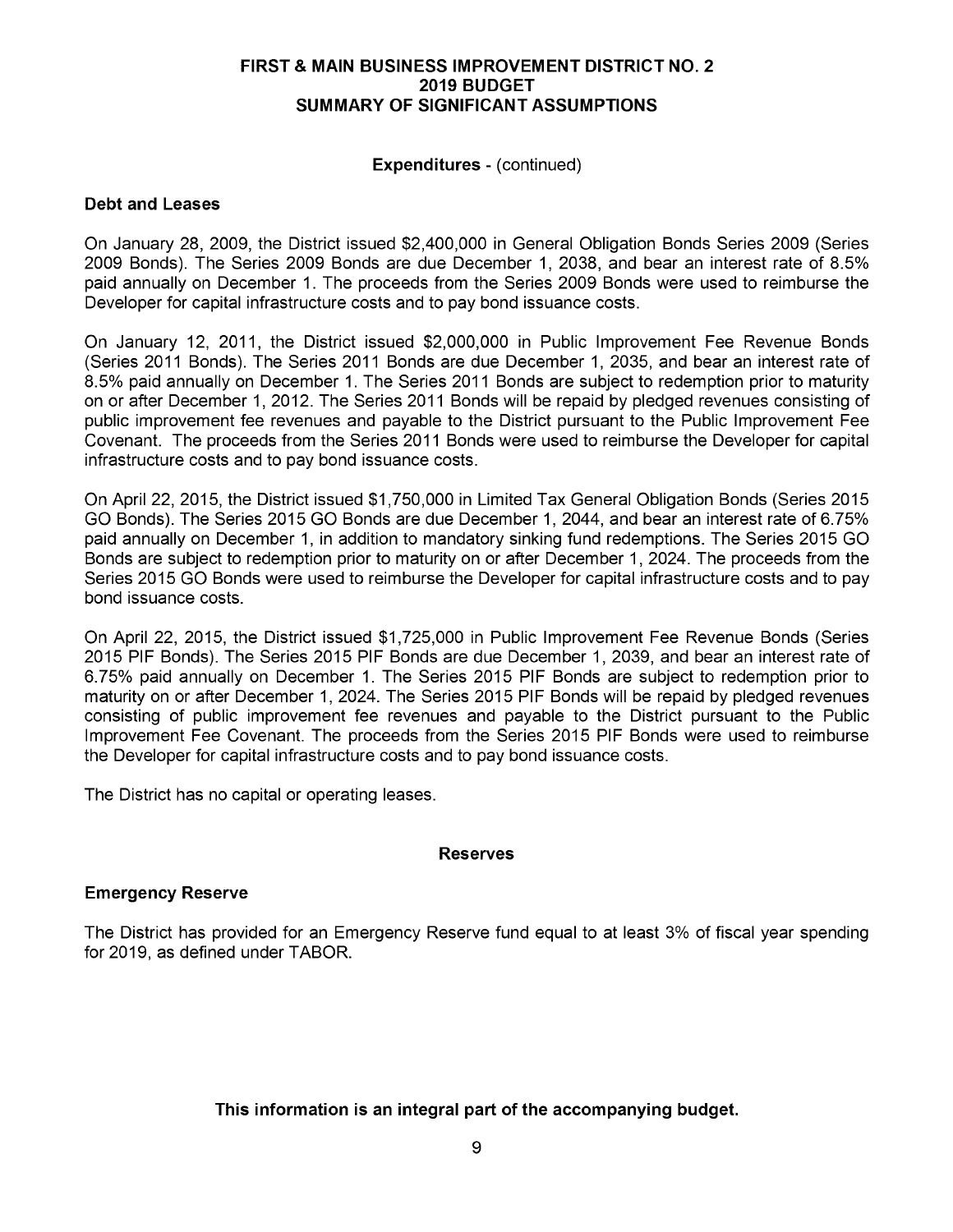# FIRST & MAIN BUSINESS IMPROVEMENT DISTRICT NO. 2
# 2019 BUDGET
# SUMMARY OF SIGNIFICANT ASSUMPTIONS

**Expenditures** - (continued)

**Debt and Leases**

On January 28, 2009, the District issued $2,400,000 in General Obligation Bonds Series 2009 (Series 2009 Bonds). The Series 2009 Bonds are due December 1, 2038, and bear an interest rate of 8.5% paid annually on December 1. The proceeds from the Series 2009 Bonds were used to reimburse the Developer for capital infrastructure costs and to pay bond issuance costs.

On January 12, 2011, the District issued $2,000,000 in Public Improvement Fee Revenue Bonds (Series 2011 Bonds). The Series 2011 Bonds are due December 1, 2035, and bear an interest rate of 8.5% paid annually on December 1. The Series 2011 Bonds are subject to redemption prior to maturity on or after December 1, 2012. The Series 2011 Bonds will be repaid by pledged revenues consisting of public improvement fee revenues and payable to the District pursuant to the Public Improvement Fee Covenant. The proceeds from the Series 2011 Bonds were used to reimburse the Developer for capital infrastructure costs and to pay bond issuance costs.

On April 22, 2015, the District issued $1,750,000 in Limited Tax General Obligation Bonds (Series 2015 GO Bonds). The Series 2015 GO Bonds are due December 1, 2044, and bear an interest rate of 6.75% paid annually on December 1, in addition to mandatory sinking fund redemptions. The Series 2015 GO Bonds are subject to redemption prior to maturity on or after December 1, 2024. The proceeds from the Series 2015 GO Bonds were used to reimburse the Developer for capital infrastructure costs and to pay bond issuance costs.

On April 22, 2015, the District issued $1,725,000 in Public Improvement Fee Revenue Bonds (Series 2015 PIF Bonds). The Series 2015 PIF Bonds are due December 1, 2039, and bear an interest rate of 6.75% paid annually on December 1. The Series 2015 PIF Bonds are subject to redemption prior to maturity on or after December 1, 2024. The Series 2015 PIF Bonds will be repaid by pledged revenues consisting of public improvement fee revenues and payable to the District pursuant to the Public Improvement Fee Covenant. The proceeds from the Series 2015 PIF Bonds were used to reimburse the Developer for capital infrastructure costs and to pay bond issuance costs.

The District has no capital or operating leases.

## Reserves

**Emergency Reserve**

The District has provided for an Emergency Reserve fund equal to at least 3% of fiscal year spending for 2019, as defined under TABOR.

**This information is an integral part of the accompanying budget.**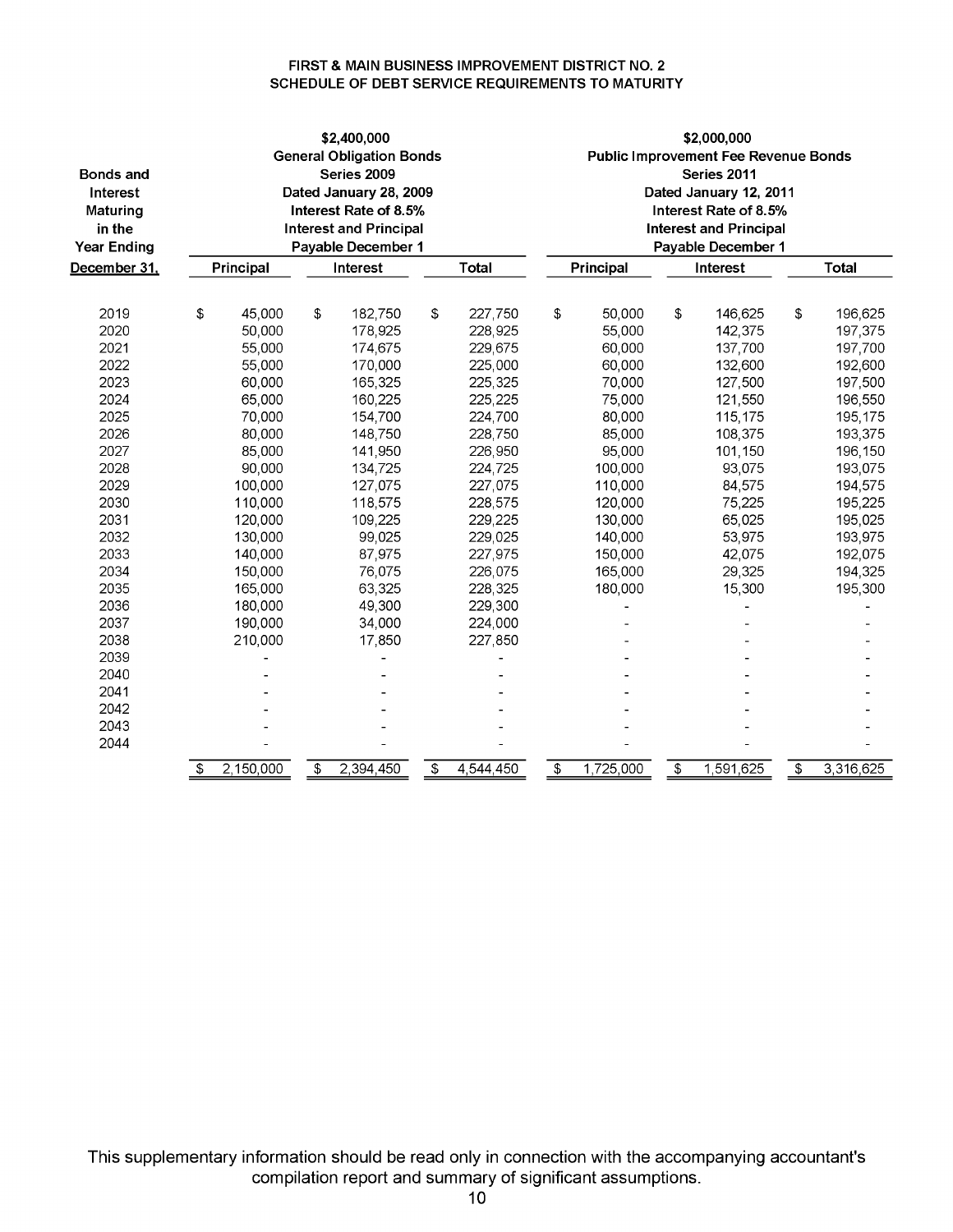# FIRST & MAIN BUSINESS IMPROVEMENT DISTRICT NO. 2
## SCHEDULE OF DEBT SERVICE REQUIREMENTS TO MATURITY

| Bonds and Interest Maturing in the Year Ending December 31, | $2,400,000 General Obligation Bonds Series 2009 Dated January 28, 2009 Interest Rate of 8.5% Interest and Principal Payable December 1 | | | $2,000,000 Public Improvement Fee Revenue Bonds Series 2011 Dated January 12, 2011 Interest Rate of 8.5% Interest and Principal Payable December 1 | | |
|---|---|---|---|---|---|---|
| | Principal | Interest | Total | Principal | Interest | Total |
| 2019 | $ 45,000 | $ 182,750 | $ 227,750 | $ 50,000 | $ 146,625 | $ 196,625 |
| 2020 | 50,000 | 178,925 | 228,925 | 55,000 | 142,375 | 197,375 |
| 2021 | 55,000 | 174,675 | 229,675 | 60,000 | 137,700 | 197,700 |
| 2022 | 55,000 | 170,000 | 225,000 | 60,000 | 132,600 | 192,600 |
| 2023 | 60,000 | 165,325 | 225,325 | 70,000 | 127,500 | 197,500 |
| 2024 | 65,000 | 160,225 | 225,225 | 75,000 | 121,550 | 196,550 |
| 2025 | 70,000 | 154,700 | 224,700 | 80,000 | 115,175 | 195,175 |
| 2026 | 80,000 | 148,750 | 228,750 | 85,000 | 108,375 | 193,375 |
| 2027 | 85,000 | 141,950 | 226,950 | 95,000 | 101,150 | 196,150 |
| 2028 | 90,000 | 134,725 | 224,725 | 100,000 | 93,075 | 193,075 |
| 2029 | 100,000 | 127,075 | 227,075 | 110,000 | 84,575 | 194,575 |
| 2030 | 110,000 | 118,575 | 228,575 | 120,000 | 75,225 | 195,225 |
| 2031 | 120,000 | 109,225 | 229,225 | 130,000 | 65,025 | 195,025 |
| 2032 | 130,000 | 99,025 | 229,025 | 140,000 | 53,975 | 193,975 |
| 2033 | 140,000 | 87,975 | 227,975 | 150,000 | 42,075 | 192,075 |
| 2034 | 150,000 | 76,075 | 226,075 | 165,000 | 29,325 | 194,325 |
| 2035 | 165,000 | 63,325 | 228,325 | 180,000 | 15,300 | 195,300 |
| 2036 | 180,000 | 49,300 | 229,300 | - | - | - |
| 2037 | 190,000 | 34,000 | 224,000 | - | - | - |
| 2038 | 210,000 | 17,850 | 227,850 | - | - | - |
| 2039 | - | - | - | - | - | - |
| 2040 | - | - | - | - | - | - |
| 2041 | - | - | - | - | - | - |
| 2042 | - | - | - | - | - | - |
| 2043 | - | - | - | - | - | - |
| 2044 | - | - | - | - | - | - |
| | $ 2,150,000 | $ 2,394,450 | $ 4,544,450 | $ 1,725,000 | $ 1,591,625 | $ 3,316,625 |

This supplementary information should be read only in connection with the accompanying accountant's compilation report and summary of significant assumptions.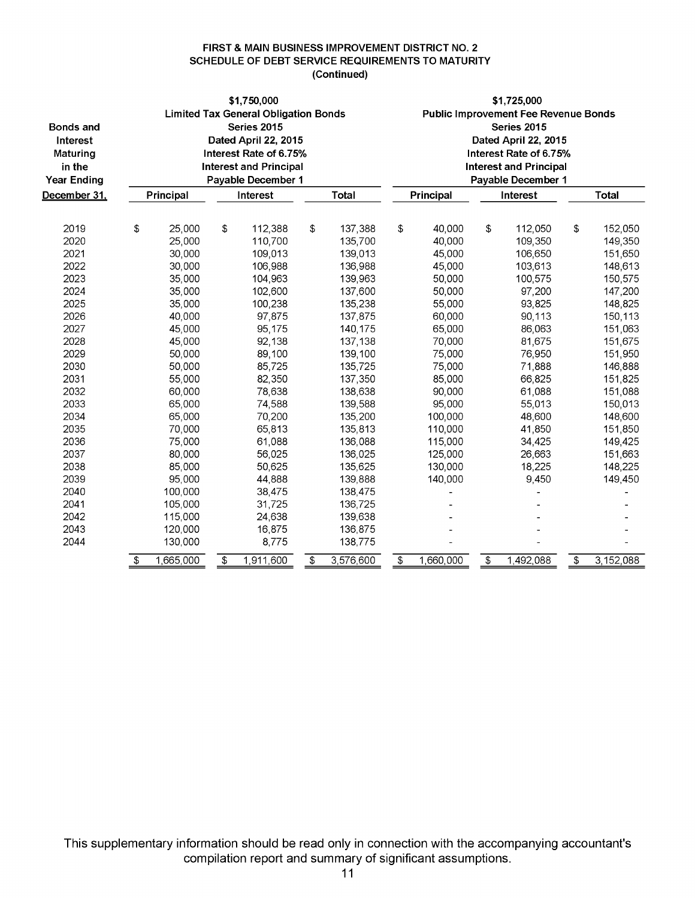**FIRST & MAIN BUSINESS IMPROVEMENT DISTRICT NO. 2**
**SCHEDULE OF DEBT SERVICE REQUIREMENTS TO MATURITY**
**(Continued)**

| Bonds and Interest Maturing in the Year Ending December 31, | $1,750,000 Limited Tax General Obligation Bonds Series 2015 Dated April 22, 2015 Interest Rate of 6.75% Interest and Principal Payable December 1 | | | $1,725,000 Public Improvement Fee Revenue Bonds Series 2015 Dated April 22, 2015 Interest Rate of 6.75% Interest and Principal Payable December 1 | | |
|---|---|---|---|---|---|---|
| | Principal | Interest | Total | Principal | Interest | Total |
| 2019 | $ 25,000 | $ 112,388 | $ 137,388 | $ 40,000 | $ 112,050 | $ 152,050 |
| 2020 | 25,000 | 110,700 | 135,700 | 40,000 | 109,350 | 149,350 |
| 2021 | 30,000 | 109,013 | 139,013 | 45,000 | 106,650 | 151,650 |
| 2022 | 30,000 | 106,988 | 136,988 | 45,000 | 103,613 | 148,613 |
| 2023 | 35,000 | 104,963 | 139,963 | 50,000 | 100,575 | 150,575 |
| 2024 | 35,000 | 102,600 | 137,600 | 50,000 | 97,200 | 147,200 |
| 2025 | 35,000 | 100,238 | 135,238 | 55,000 | 93,825 | 148,825 |
| 2026 | 40,000 | 97,875 | 137,875 | 60,000 | 90,113 | 150,113 |
| 2027 | 45,000 | 95,175 | 140,175 | 65,000 | 86,063 | 151,063 |
| 2028 | 45,000 | 92,138 | 137,138 | 70,000 | 81,675 | 151,675 |
| 2029 | 50,000 | 89,100 | 139,100 | 75,000 | 76,950 | 151,950 |
| 2030 | 50,000 | 85,725 | 135,725 | 75,000 | 71,888 | 146,888 |
| 2031 | 55,000 | 82,350 | 137,350 | 85,000 | 66,825 | 151,825 |
| 2032 | 60,000 | 78,638 | 138,638 | 90,000 | 61,088 | 151,088 |
| 2033 | 65,000 | 74,588 | 139,588 | 95,000 | 55,013 | 150,013 |
| 2034 | 65,000 | 70,200 | 135,200 | 100,000 | 48,600 | 148,600 |
| 2035 | 70,000 | 65,813 | 135,813 | 110,000 | 41,850 | 151,850 |
| 2036 | 75,000 | 61,088 | 136,088 | 115,000 | 34,425 | 149,425 |
| 2037 | 80,000 | 56,025 | 136,025 | 125,000 | 26,663 | 151,663 |
| 2038 | 85,000 | 50,625 | 135,625 | 130,000 | 18,225 | 148,225 |
| 2039 | 95,000 | 44,888 | 139,888 | 140,000 | 9,450 | 149,450 |
| 2040 | 100,000 | 38,475 | 138,475 | - | - | - |
| 2041 | 105,000 | 31,725 | 136,725 | - | - | - |
| 2042 | 115,000 | 24,638 | 139,638 | - | - | - |
| 2043 | 120,000 | 16,875 | 136,875 | - | - | - |
| 2044 | 130,000 | 8,775 | 138,775 | - | - | - |
| | $ 1,665,000 | $ 1,911,600 | $ 3,576,600 | $ 1,660,000 | $ 1,492,088 | $ 3,152,088 |

This supplementary information should be read only in connection with the accompanying accountant's compilation report and summary of significant assumptions.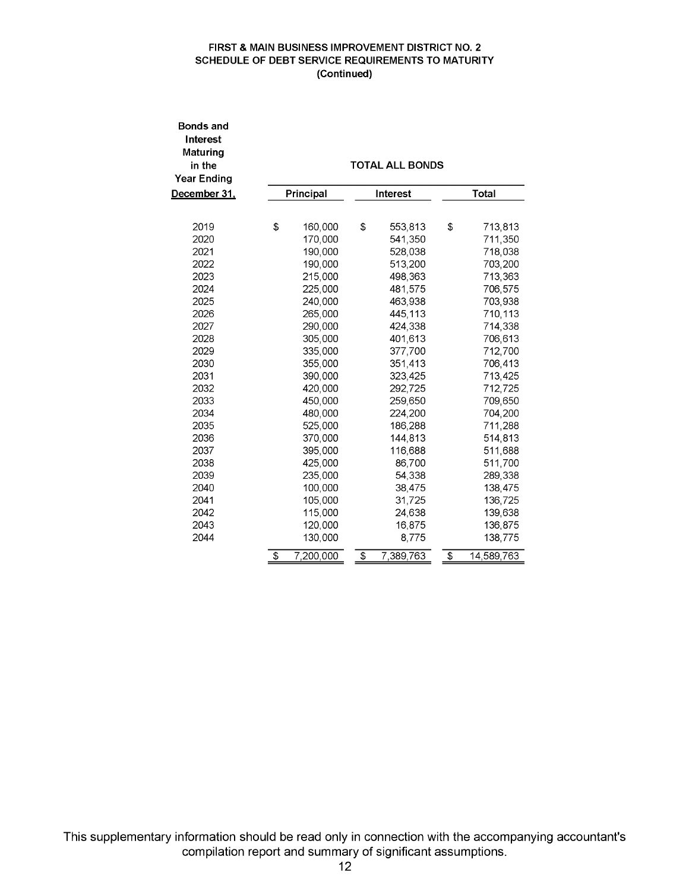# FIRST & MAIN BUSINESS IMPROVEMENT DISTRICT NO. 2
## SCHEDULE OF DEBT SERVICE REQUIREMENTS TO MATURITY
### (Continued)

| Bonds and Interest Maturing in the Year Ending December 31, | TOTAL ALL BONDS | | |
|---|---|---|---|
| | Principal | Interest | Total |
| 2019 | $ 160,000 | $ 553,813 | $ 713,813 |
| 2020 | 170,000 | 541,350 | 711,350 |
| 2021 | 190,000 | 528,038 | 718,038 |
| 2022 | 190,000 | 513,200 | 703,200 |
| 2023 | 215,000 | 498,363 | 713,363 |
| 2024 | 225,000 | 481,575 | 706,575 |
| 2025 | 240,000 | 463,938 | 703,938 |
| 2026 | 265,000 | 445,113 | 710,113 |
| 2027 | 290,000 | 424,338 | 714,338 |
| 2028 | 305,000 | 401,613 | 706,613 |
| 2029 | 335,000 | 377,700 | 712,700 |
| 2030 | 355,000 | 351,413 | 706,413 |
| 2031 | 390,000 | 323,425 | 713,425 |
| 2032 | 420,000 | 292,725 | 712,725 |
| 2033 | 450,000 | 259,650 | 709,650 |
| 2034 | 480,000 | 224,200 | 704,200 |
| 2035 | 525,000 | 186,288 | 711,288 |
| 2036 | 370,000 | 144,813 | 514,813 |
| 2037 | 395,000 | 116,688 | 511,688 |
| 2038 | 425,000 | 86,700 | 511,700 |
| 2039 | 235,000 | 54,338 | 289,338 |
| 2040 | 100,000 | 38,475 | 138,475 |
| 2041 | 105,000 | 31,725 | 136,725 |
| 2042 | 115,000 | 24,638 | 139,638 |
| 2043 | 120,000 | 16,875 | 136,875 |
| 2044 | 130,000 | 8,775 | 138,775 |
| | $ 7,200,000 | $ 7,389,763 | $ 14,589,763 |

This supplementary information should be read only in connection with the accompanying accountant's compilation report and summary of significant assumptions.